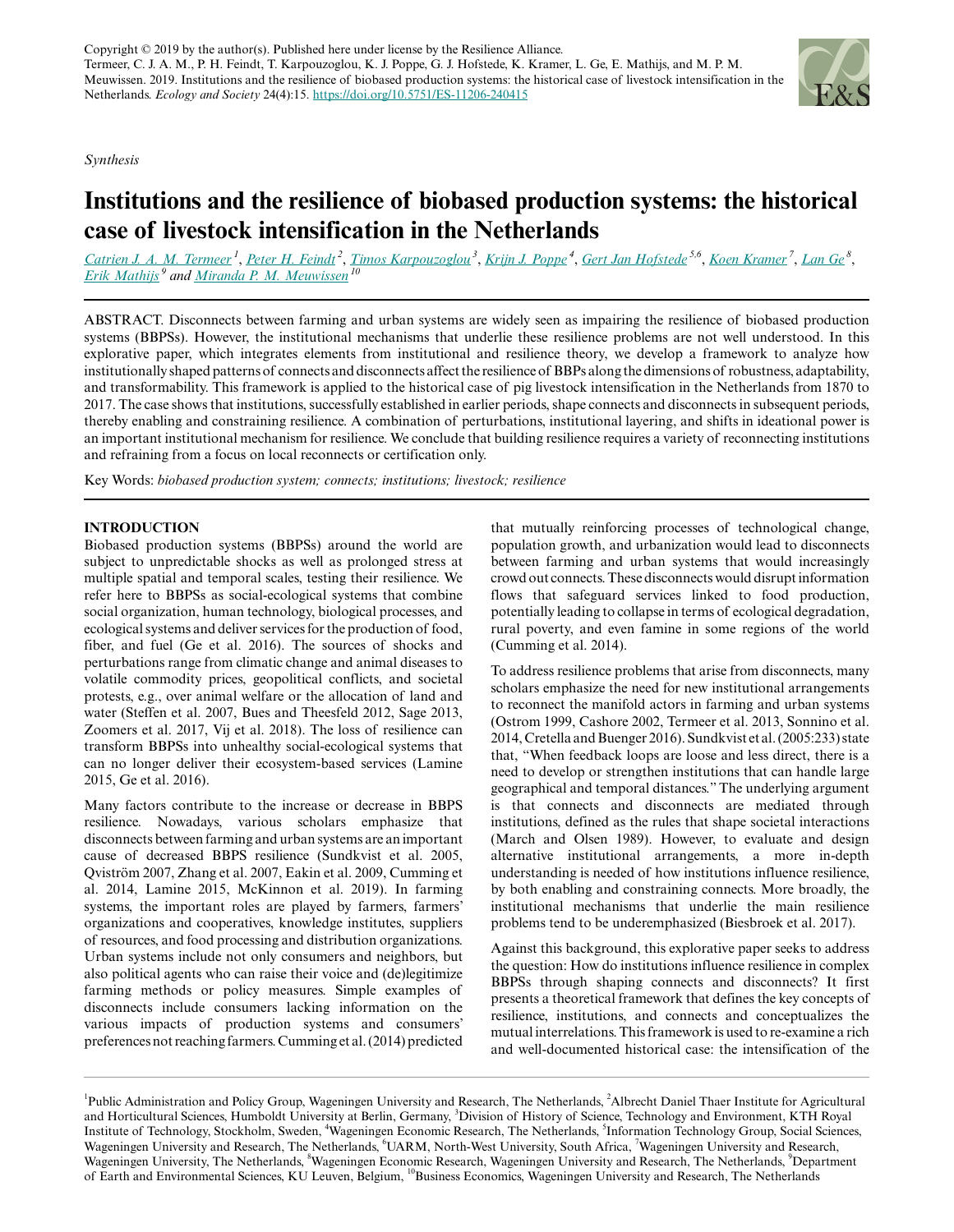Copyright © 2019 by the author(s). Published here under license by the Resilience Alliance.
Termeer, C. J. A. M., P. H. Feindt, T. Karpouzoglou, K. J. Poppe, G. J. Hofstede, K. Kramer, L. Ge, E. Mathijs, and M. P. M. Meuwissen. 2019. Institutions and the resilience of biobased production systems: the historical case of livestock intensification in the Netherlands. *Ecology and Society* 24(4):15. https://doi.org/10.5751/ES-11206-240415

*Synthesis*

# Institutions and the resilience of biobased production systems: the historical case of livestock intensification in the Netherlands

*Catrien J. A. M. Termeer*[1], *Peter H. Feindt*[2], *Timos Karpouzoglou*[3], *Krijn J. Poppe*[4], *Gert Jan Hofstede*[5,6], *Koen Kramer*[7], *Lan Ge*[8], *Erik Mathijs*[9] and *Miranda P. M. Meuwissen*[10]

ABSTRACT. Disconnects between farming and urban systems are widely seen as impairing the resilience of biobased production systems (BBPSs). However, the institutional mechanisms that underlie these resilience problems are not well understood. In this explorative paper, which integrates elements from institutional and resilience theory, we develop a framework to analyze how institutionally shaped patterns of connects and disconnects affect the resilience of BBPs along the dimensions of robustness, adaptability, and transformability. This framework is applied to the historical case of pig livestock intensification in the Netherlands from 1870 to 2017. The case shows that institutions, successfully established in earlier periods, shape connects and disconnects in subsequent periods, thereby enabling and constraining resilience. A combination of perturbations, institutional layering, and shifts in ideational power is an important institutional mechanism for resilience. We conclude that building resilience requires a variety of reconnecting institutions and refraining from a focus on local reconnects or certification only.

Key Words: *biobased production system; connects; institutions; livestock; resilience*

## INTRODUCTION

Biobased production systems (BBPSs) around the world are subject to unpredictable shocks as well as prolonged stress at multiple spatial and temporal scales, testing their resilience. We refer here to BBPSs as social-ecological systems that combine social organization, human technology, biological processes, and ecological systems and deliver services for the production of food, fiber, and fuel (Ge et al. 2016). The sources of shocks and perturbations range from climatic change and animal diseases to volatile commodity prices, geopolitical conflicts, and societal protests, e.g., over animal welfare or the allocation of land and water (Steffen et al. 2007, Bues and Theesfeld 2012, Sage 2013, Zoomers et al. 2017, Vij et al. 2018). The loss of resilience can transform BBPSs into unhealthy social-ecological systems that can no longer deliver their ecosystem-based services (Lamine 2015, Ge et al. 2016).

Many factors contribute to the increase or decrease in BBPS resilience. Nowadays, various scholars emphasize that disconnects between farming and urban systems are an important cause of decreased BBPS resilience (Sundkvist et al. 2005, Qviström 2007, Zhang et al. 2007, Eakin et al. 2009, Cumming et al. 2014, Lamine 2015, McKinnon et al. 2019). In farming systems, the important roles are played by farmers, farmers' organizations and cooperatives, knowledge institutes, suppliers of resources, and food processing and distribution organizations. Urban systems include not only consumers and neighbors, but also political agents who can raise their voice and (de)legitimize farming methods or policy measures. Simple examples of disconnects include consumers lacking information on the various impacts of production systems and consumers' preferences not reaching farmers. Cumming et al. (2014) predicted that mutually reinforcing processes of technological change, population growth, and urbanization would lead to disconnects between farming and urban systems that would increasingly crowd out connects. These disconnects would disrupt information flows that safeguard services linked to food production, potentially leading to collapse in terms of ecological degradation, rural poverty, and even famine in some regions of the world (Cumming et al. 2014).

To address resilience problems that arise from disconnects, many scholars emphasize the need for new institutional arrangements to reconnect the manifold actors in farming and urban systems (Ostrom 1999, Cashore 2002, Termeer et al. 2013, Sonnino et al. 2014, Cretella and Buenger 2016). Sundkvist et al. (2005:233) state that, "When feedback loops are loose and less direct, there is a need to develop or strengthen institutions that can handle large geographical and temporal distances." The underlying argument is that connects and disconnects are mediated through institutions, defined as the rules that shape societal interactions (March and Olsen 1989). However, to evaluate and design alternative institutional arrangements, a more in-depth understanding is needed of how institutions influence resilience, by both enabling and constraining connects. More broadly, the institutional mechanisms that underlie the main resilience problems tend to be underemphasized (Biesbroek et al. 2017).

Against this background, this explorative paper seeks to address the question: How do institutions influence resilience in complex BBPSs through shaping connects and disconnects? It first presents a theoretical framework that defines the key concepts of resilience, institutions, and connects and conceptualizes the mutual interrelations. This framework is used to re-examine a rich and well-documented historical case: the intensification of the

---

[1]Public Administration and Policy Group, Wageningen University and Research, The Netherlands, [2]Albrecht Daniel Thaer Institute for Agricultural and Horticultural Sciences, Humboldt University at Berlin, Germany, [3]Division of History of Science, Technology and Environment, KTH Royal Institute of Technology, Stockholm, Sweden, [4]Wageningen Economic Research, The Netherlands, [5]Information Technology Group, Social Sciences, Wageningen University and Research, The Netherlands, [6]UARM, North-West University, South Africa, [7]Wageningen University and Research, Wageningen University, The Netherlands, [8]Wageningen Economic Research, Wageningen University and Research, The Netherlands, [9]Department of Earth and Environmental Sciences, KU Leuven, Belgium, [10]Business Economics, Wageningen University and Research, The Netherlands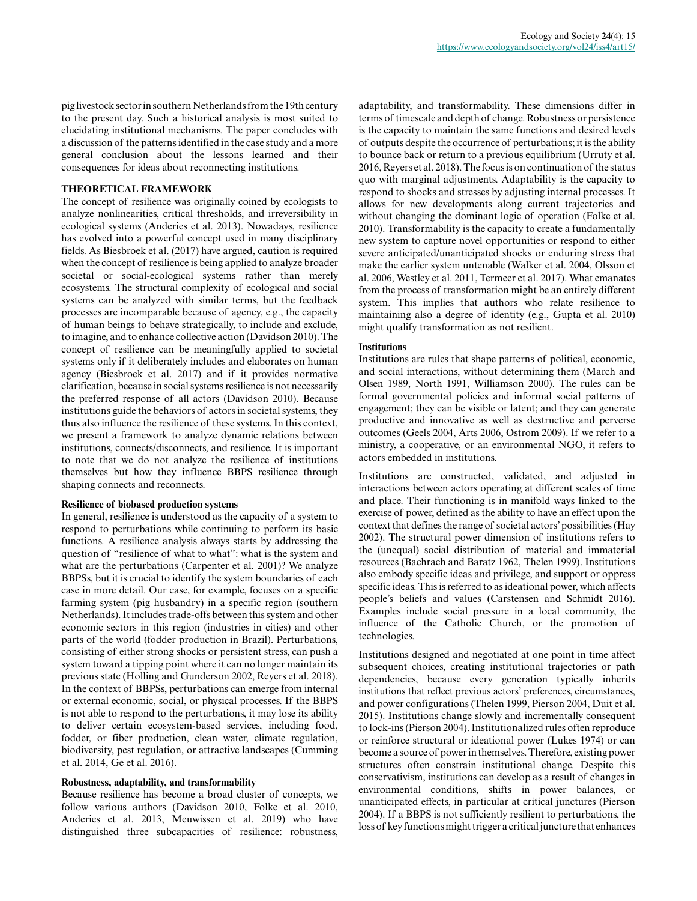pig livestock sector in southern Netherlands from the 19th century to the present day. Such a historical analysis is most suited to elucidating institutional mechanisms. The paper concludes with a discussion of the patterns identified in the case study and a more general conclusion about the lessons learned and their consequences for ideas about reconnecting institutions.

## THEORETICAL FRAMEWORK

The concept of resilience was originally coined by ecologists to analyze nonlinearities, critical thresholds, and irreversibility in ecological systems (Anderies et al. 2013). Nowadays, resilience has evolved into a powerful concept used in many disciplinary fields. As Biesbroek et al. (2017) have argued, caution is required when the concept of resilience is being applied to analyze broader societal or social-ecological systems rather than merely ecosystems. The structural complexity of ecological and social systems can be analyzed with similar terms, but the feedback processes are incomparable because of agency, e.g., the capacity of human beings to behave strategically, to include and exclude, to imagine, and to enhance collective action (Davidson 2010). The concept of resilience can be meaningfully applied to societal systems only if it deliberately includes and elaborates on human agency (Biesbroek et al. 2017) and if it provides normative clarification, because in social systems resilience is not necessarily the preferred response of all actors (Davidson 2010). Because institutions guide the behaviors of actors in societal systems, they thus also influence the resilience of these systems. In this context, we present a framework to analyze dynamic relations between institutions, connects/disconnects, and resilience. It is important to note that we do not analyze the resilience of institutions themselves but how they influence BBPS resilience through shaping connects and reconnects.

### Resilience of biobased production systems

In general, resilience is understood as the capacity of a system to respond to perturbations while continuing to perform its basic functions. A resilience analysis always starts by addressing the question of "resilience of what to what": what is the system and what are the perturbations (Carpenter et al. 2001)? We analyze BBPSs, but it is crucial to identify the system boundaries of each case in more detail. Our case, for example, focuses on a specific farming system (pig husbandry) in a specific region (southern Netherlands). It includes trade-offs between this system and other economic sectors in this region (industries in cities) and other parts of the world (fodder production in Brazil). Perturbations, consisting of either strong shocks or persistent stress, can push a system toward a tipping point where it can no longer maintain its previous state (Holling and Gunderson 2002, Reyers et al. 2018). In the context of BBPSs, perturbations can emerge from internal or external economic, social, or physical processes. If the BBPS is not able to respond to the perturbations, it may lose its ability to deliver certain ecosystem-based services, including food, fodder, or fiber production, clean water, climate regulation, biodiversity, pest regulation, or attractive landscapes (Cumming et al. 2014, Ge et al. 2016).

### Robustness, adaptability, and transformability

Because resilience has become a broad cluster of concepts, we follow various authors (Davidson 2010, Folke et al. 2010, Anderies et al. 2013, Meuwissen et al. 2019) who have distinguished three subcapacities of resilience: robustness, adaptability, and transformability. These dimensions differ in terms of timescale and depth of change. Robustness or persistence is the capacity to maintain the same functions and desired levels of outputs despite the occurrence of perturbations; it is the ability to bounce back or return to a previous equilibrium (Urruty et al. 2016, Reyers et al. 2018). The focus is on continuation of the status quo with marginal adjustments. Adaptability is the capacity to respond to shocks and stresses by adjusting internal processes. It allows for new developments along current trajectories and without changing the dominant logic of operation (Folke et al. 2010). Transformability is the capacity to create a fundamentally new system to capture novel opportunities or respond to either severe anticipated/unanticipated shocks or enduring stress that make the earlier system untenable (Walker et al. 2004, Olsson et al. 2006, Westley et al. 2011, Termeer et al. 2017). What emanates from the process of transformation might be an entirely different system. This implies that authors who relate resilience to maintaining also a degree of identity (e.g., Gupta et al. 2010) might qualify transformation as not resilient.

### Institutions

Institutions are rules that shape patterns of political, economic, and social interactions, without determining them (March and Olsen 1989, North 1991, Williamson 2000). The rules can be formal governmental policies and informal social patterns of engagement; they can be visible or latent; and they can generate productive and innovative as well as destructive and perverse outcomes (Geels 2004, Arts 2006, Ostrom 2009). If we refer to a ministry, a cooperative, or an environmental NGO, it refers to actors embedded in institutions.

Institutions are constructed, validated, and adjusted in interactions between actors operating at different scales of time and place. Their functioning is in manifold ways linked to the exercise of power, defined as the ability to have an effect upon the context that defines the range of societal actors' possibilities (Hay 2002). The structural power dimension of institutions refers to the (unequal) social distribution of material and immaterial resources (Bachrach and Baratz 1962, Thelen 1999). Institutions also embody specific ideas and privilege, and support or oppress specific ideas. This is referred to as ideational power, which affects people's beliefs and values (Carstensen and Schmidt 2016). Examples include social pressure in a local community, the influence of the Catholic Church, or the promotion of technologies.

Institutions designed and negotiated at one point in time affect subsequent choices, creating institutional trajectories or path dependencies, because every generation typically inherits institutions that reflect previous actors' preferences, circumstances, and power configurations (Thelen 1999, Pierson 2004, Duit et al. 2015). Institutions change slowly and incrementally consequent to lock-ins (Pierson 2004). Institutionalized rules often reproduce or reinforce structural or ideational power (Lukes 1974) or can become a source of power in themselves. Therefore, existing power structures often constrain institutional change. Despite this conservativism, institutions can develop as a result of changes in environmental conditions, shifts in power balances, or unanticipated effects, in particular at critical junctures (Pierson 2004). If a BBPS is not sufficiently resilient to perturbations, the loss of key functions might trigger a critical juncture that enhances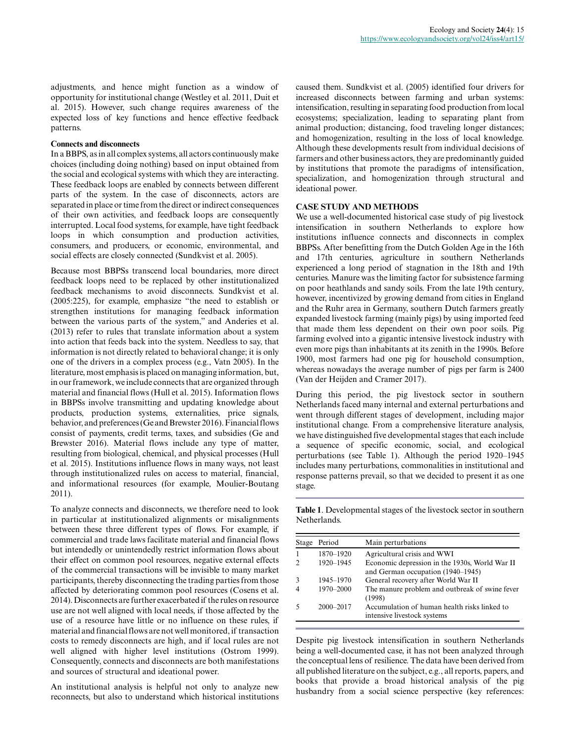adjustments, and hence might function as a window of opportunity for institutional change (Westley et al. 2011, Duit et al. 2015). However, such change requires awareness of the expected loss of key functions and hence effective feedback patterns.

### Connects and disconnects

In a BBPS, as in all complex systems, all actors continuously make choices (including doing nothing) based on input obtained from the social and ecological systems with which they are interacting. These feedback loops are enabled by connects between different parts of the system. In the case of disconnects, actors are separated in place or time from the direct or indirect consequences of their own activities, and feedback loops are consequently interrupted. Local food systems, for example, have tight feedback loops in which consumption and production activities, consumers, and producers, or economic, environmental, and social effects are closely connected (Sundkvist et al. 2005).

Because most BBPSs transcend local boundaries, more direct feedback loops need to be replaced by other institutionalized feedback mechanisms to avoid disconnects. Sundkvist et al. (2005:225), for example, emphasize "the need to establish or strengthen institutions for managing feedback information between the various parts of the system," and Anderies et al. (2013) refer to rules that translate information about a system into action that feeds back into the system. Needless to say, that information is not directly related to behavioral change; it is only one of the drivers in a complex process (e.g., Vatn 2005). In the literature, most emphasis is placed on managing information, but, in our framework, we include connects that are organized through material and financial flows (Hull et al. 2015). Information flows in BBPSs involve transmitting and updating knowledge about products, production systems, externalities, price signals, behavior, and preferences (Ge and Brewster 2016). Financial flows consist of payments, credit terms, taxes, and subsidies (Ge and Brewster 2016). Material flows include any type of matter, resulting from biological, chemical, and physical processes (Hull et al. 2015). Institutions influence flows in many ways, not least through institutionalized rules on access to material, financial, and informational resources (for example, Moulier-Boutang 2011).

To analyze connects and disconnects, we therefore need to look in particular at institutionalized alignments or misalignments between these three different types of flows. For example, if commercial and trade laws facilitate material and financial flows but intendedly or unintendedly restrict information flows about their effect on common pool resources, negative external effects of the commercial transactions will be invisible to many market participants, thereby disconnecting the trading parties from those affected by deteriorating common pool resources (Cosens et al. 2014). Disconnects are further exacerbated if the rules on resource use are not well aligned with local needs, if those affected by the use of a resource have little or no influence on these rules, if material and financial flows are not well monitored, if transaction costs to remedy disconnects are high, and if local rules are not well aligned with higher level institutions (Ostrom 1999). Consequently, connects and disconnects are both manifestations and sources of structural and ideational power.

An institutional analysis is helpful not only to analyze new reconnects, but also to understand which historical institutions caused them. Sundkvist et al. (2005) identified four drivers for increased disconnects between farming and urban systems: intensification, resulting in separating food production from local ecosystems; specialization, leading to separating plant from animal production; distancing, food traveling longer distances; and homogenization, resulting in the loss of local knowledge. Although these developments result from individual decisions of farmers and other business actors, they are predominantly guided by institutions that promote the paradigms of intensification, specialization, and homogenization through structural and ideational power.

## CASE STUDY AND METHODS

We use a well-documented historical case study of pig livestock intensification in southern Netherlands to explore how institutions influence connects and disconnects in complex BBPSs. After benefitting from the Dutch Golden Age in the 16th and 17th centuries, agriculture in southern Netherlands experienced a long period of stagnation in the 18th and 19th centuries. Manure was the limiting factor for subsistence farming on poor heathlands and sandy soils. From the late 19th century, however, incentivized by growing demand from cities in England and the Ruhr area in Germany, southern Dutch farmers greatly expanded livestock farming (mainly pigs) by using imported feed that made them less dependent on their own poor soils. Pig farming evolved into a gigantic intensive livestock industry with even more pigs than inhabitants at its zenith in the 1990s. Before 1900, most farmers had one pig for household consumption, whereas nowadays the average number of pigs per farm is 2400 (Van der Heijden and Cramer 2017).

During this period, the pig livestock sector in southern Netherlands faced many internal and external perturbations and went through different stages of development, including major institutional change. From a comprehensive literature analysis, we have distinguished five developmental stages that each include a sequence of specific economic, social, and ecological perturbations (see Table 1). Although the period 1920–1945 includes many perturbations, commonalities in institutional and response patterns prevail, so that we decided to present it as one stage.

**Table 1**. Developmental stages of the livestock sector in southern Netherlands.

| Stage | Period | Main perturbations |
|---|---|---|
| 1 | 1870–1920 | Agricultural crisis and WWI |
| 2 | 1920–1945 | Economic depression in the 1930s, World War II and German occupation (1940–1945) |
| 3 | 1945–1970 | General recovery after World War II |
| 4 | 1970–2000 | The manure problem and outbreak of swine fever (1998) |
| 5 | 2000–2017 | Accumulation of human health risks linked to intensive livestock systems |

Despite pig livestock intensification in southern Netherlands being a well-documented case, it has not been analyzed through the conceptual lens of resilience. The data have been derived from all published literature on the subject, e.g., all reports, papers, and books that provide a broad historical analysis of the pig husbandry from a social science perspective (key references: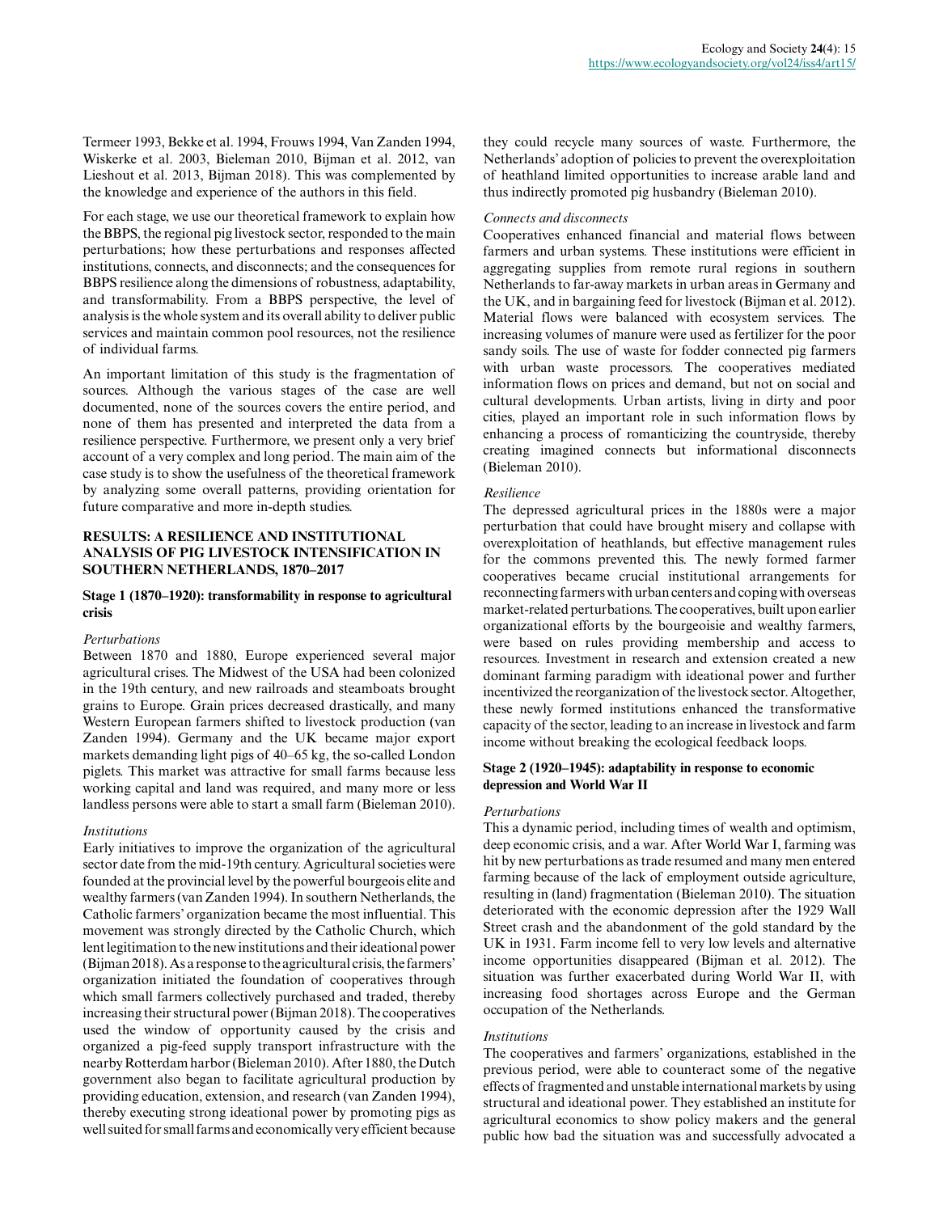Termeer 1993, Bekke et al. 1994, Frouws 1994, Van Zanden 1994, Wiskerke et al. 2003, Bieleman 2010, Bijman et al. 2012, van Lieshout et al. 2013, Bijman 2018). This was complemented by the knowledge and experience of the authors in this field.

For each stage, we use our theoretical framework to explain how the BBPS, the regional pig livestock sector, responded to the main perturbations; how these perturbations and responses affected institutions, connects, and disconnects; and the consequences for BBPS resilience along the dimensions of robustness, adaptability, and transformability. From a BBPS perspective, the level of analysis is the whole system and its overall ability to deliver public services and maintain common pool resources, not the resilience of individual farms.

An important limitation of this study is the fragmentation of sources. Although the various stages of the case are well documented, none of the sources covers the entire period, and none of them has presented and interpreted the data from a resilience perspective. Furthermore, we present only a very brief account of a very complex and long period. The main aim of the case study is to show the usefulness of the theoretical framework by analyzing some overall patterns, providing orientation for future comparative and more in-depth studies.

## RESULTS: A RESILIENCE AND INSTITUTIONAL ANALYSIS OF PIG LIVESTOCK INTENSIFICATION IN SOUTHERN NETHERLANDS, 1870–2017

### Stage 1 (1870–1920): transformability in response to agricultural crisis

*Perturbations*

Between 1870 and 1880, Europe experienced several major agricultural crises. The Midwest of the USA had been colonized in the 19th century, and new railroads and steamboats brought grains to Europe. Grain prices decreased drastically, and many Western European farmers shifted to livestock production (van Zanden 1994). Germany and the UK became major export markets demanding light pigs of 40–65 kg, the so-called London piglets. This market was attractive for small farms because less working capital and land was required, and many more or less landless persons were able to start a small farm (Bieleman 2010).

*Institutions*

Early initiatives to improve the organization of the agricultural sector date from the mid-19th century. Agricultural societies were founded at the provincial level by the powerful bourgeois elite and wealthy farmers (van Zanden 1994). In southern Netherlands, the Catholic farmers' organization became the most influential. This movement was strongly directed by the Catholic Church, which lent legitimation to the new institutions and their ideational power (Bijman 2018). As a response to the agricultural crisis, the farmers' organization initiated the foundation of cooperatives through which small farmers collectively purchased and traded, thereby increasing their structural power (Bijman 2018). The cooperatives used the window of opportunity caused by the crisis and organized a pig-feed supply transport infrastructure with the nearby Rotterdam harbor (Bieleman 2010). After 1880, the Dutch government also began to facilitate agricultural production by providing education, extension, and research (van Zanden 1994), thereby executing strong ideational power by promoting pigs as well suited for small farms and economically very efficient because they could recycle many sources of waste. Furthermore, the Netherlands' adoption of policies to prevent the overexploitation of heathland limited opportunities to increase arable land and thus indirectly promoted pig husbandry (Bieleman 2010).

*Connects and disconnects*

Cooperatives enhanced financial and material flows between farmers and urban systems. These institutions were efficient in aggregating supplies from remote rural regions in southern Netherlands to far-away markets in urban areas in Germany and the UK, and in bargaining feed for livestock (Bijman et al. 2012). Material flows were balanced with ecosystem services. The increasing volumes of manure were used as fertilizer for the poor sandy soils. The use of waste for fodder connected pig farmers with urban waste processors. The cooperatives mediated information flows on prices and demand, but not on social and cultural developments. Urban artists, living in dirty and poor cities, played an important role in such information flows by enhancing a process of romanticizing the countryside, thereby creating imagined connects but informational disconnects (Bieleman 2010).

*Resilience*

The depressed agricultural prices in the 1880s were a major perturbation that could have brought misery and collapse with overexploitation of heathlands, but effective management rules for the commons prevented this. The newly formed farmer cooperatives became crucial institutional arrangements for reconnecting farmers with urban centers and coping with overseas market-related perturbations. The cooperatives, built upon earlier organizational efforts by the bourgeoisie and wealthy farmers, were based on rules providing membership and access to resources. Investment in research and extension created a new dominant farming paradigm with ideational power and further incentivized the reorganization of the livestock sector. Altogether, these newly formed institutions enhanced the transformative capacity of the sector, leading to an increase in livestock and farm income without breaking the ecological feedback loops.

### Stage 2 (1920–1945): adaptability in response to economic depression and World War II

*Perturbations*

This a dynamic period, including times of wealth and optimism, deep economic crisis, and a war. After World War I, farming was hit by new perturbations as trade resumed and many men entered farming because of the lack of employment outside agriculture, resulting in (land) fragmentation (Bieleman 2010). The situation deteriorated with the economic depression after the 1929 Wall Street crash and the abandonment of the gold standard by the UK in 1931. Farm income fell to very low levels and alternative income opportunities disappeared (Bijman et al. 2012). The situation was further exacerbated during World War II, with increasing food shortages across Europe and the German occupation of the Netherlands.

*Institutions*

The cooperatives and farmers' organizations, established in the previous period, were able to counteract some of the negative effects of fragmented and unstable international markets by using structural and ideational power. They established an institute for agricultural economics to show policy makers and the general public how bad the situation was and successfully advocated a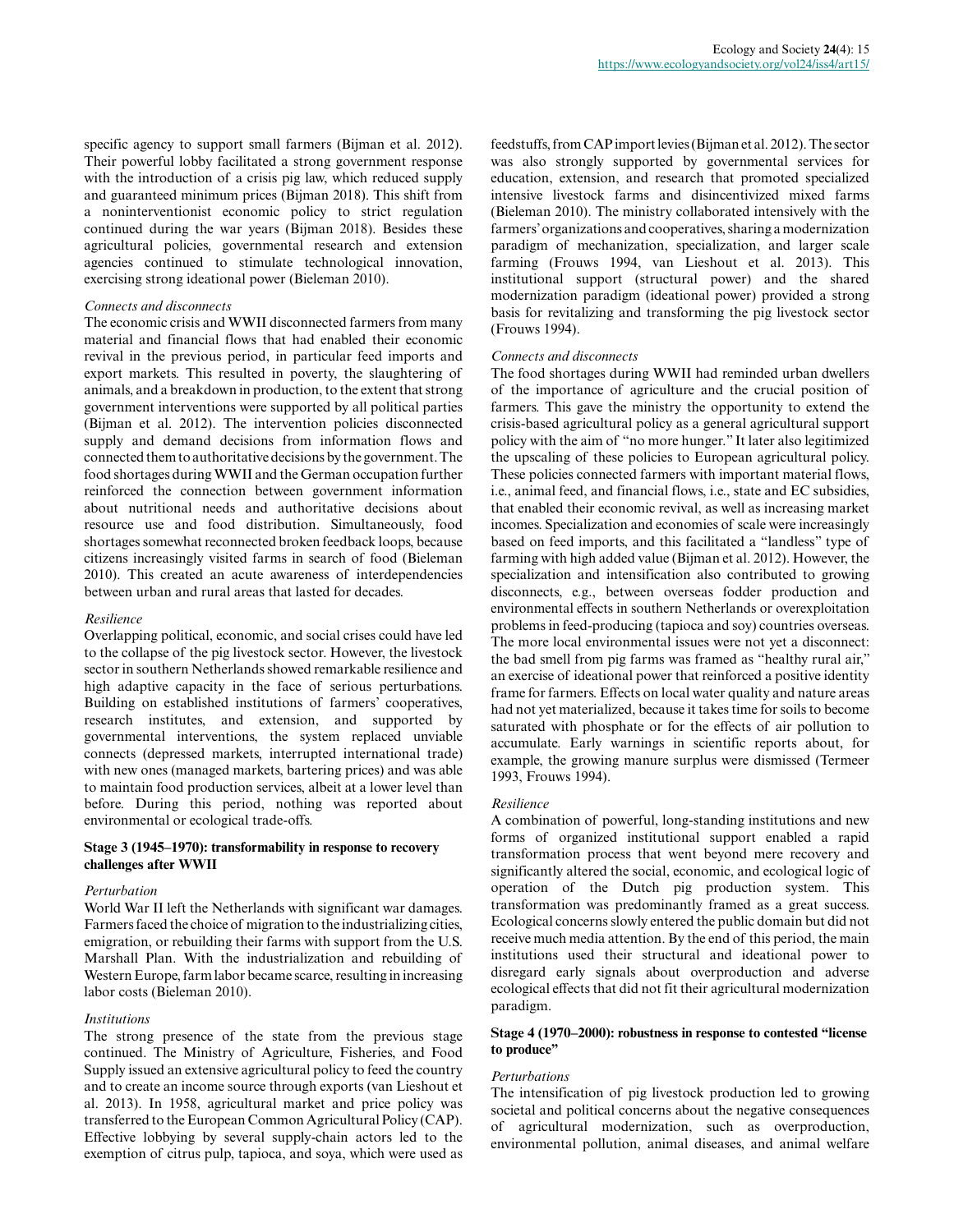specific agency to support small farmers (Bijman et al. 2012). Their powerful lobby facilitated a strong government response with the introduction of a crisis pig law, which reduced supply and guaranteed minimum prices (Bijman 2018). This shift from a noninterventionist economic policy to strict regulation continued during the war years (Bijman 2018). Besides these agricultural policies, governmental research and extension agencies continued to stimulate technological innovation, exercising strong ideational power (Bieleman 2010).

*Connects and disconnects*

The economic crisis and WWII disconnected farmers from many material and financial flows that had enabled their economic revival in the previous period, in particular feed imports and export markets. This resulted in poverty, the slaughtering of animals, and a breakdown in production, to the extent that strong government interventions were supported by all political parties (Bijman et al. 2012). The intervention policies disconnected supply and demand decisions from information flows and connected them to authoritative decisions by the government. The food shortages during WWII and the German occupation further reinforced the connection between government information about nutritional needs and authoritative decisions about resource use and food distribution. Simultaneously, food shortages somewhat reconnected broken feedback loops, because citizens increasingly visited farms in search of food (Bieleman 2010). This created an acute awareness of interdependencies between urban and rural areas that lasted for decades.

*Resilience*

Overlapping political, economic, and social crises could have led to the collapse of the pig livestock sector. However, the livestock sector in southern Netherlands showed remarkable resilience and high adaptive capacity in the face of serious perturbations. Building on established institutions of farmers' cooperatives, research institutes, and extension, and supported by governmental interventions, the system replaced unviable connects (depressed markets, interrupted international trade) with new ones (managed markets, bartering prices) and was able to maintain food production services, albeit at a lower level than before. During this period, nothing was reported about environmental or ecological trade-offs.

**Stage 3 (1945–1970): transformability in response to recovery challenges after WWII**

*Perturbation*

World War II left the Netherlands with significant war damages. Farmers faced the choice of migration to the industrializing cities, emigration, or rebuilding their farms with support from the U.S. Marshall Plan. With the industrialization and rebuilding of Western Europe, farm labor became scarce, resulting in increasing labor costs (Bieleman 2010).

*Institutions*

The strong presence of the state from the previous stage continued. The Ministry of Agriculture, Fisheries, and Food Supply issued an extensive agricultural policy to feed the country and to create an income source through exports (van Lieshout et al. 2013). In 1958, agricultural market and price policy was transferred to the European Common Agricultural Policy (CAP). Effective lobbying by several supply-chain actors led to the exemption of citrus pulp, tapioca, and soya, which were used as feedstuffs, from CAP import levies (Bijman et al. 2012). The sector was also strongly supported by governmental services for education, extension, and research that promoted specialized intensive livestock farms and disincentivized mixed farms (Bieleman 2010). The ministry collaborated intensively with the farmers' organizations and cooperatives, sharing a modernization paradigm of mechanization, specialization, and larger scale farming (Frouws 1994, van Lieshout et al. 2013). This institutional support (structural power) and the shared modernization paradigm (ideational power) provided a strong basis for revitalizing and transforming the pig livestock sector (Frouws 1994).

*Connects and disconnects*

The food shortages during WWII had reminded urban dwellers of the importance of agriculture and the crucial position of farmers. This gave the ministry the opportunity to extend the crisis-based agricultural policy as a general agricultural support policy with the aim of "no more hunger." It later also legitimized the upscaling of these policies to European agricultural policy. These policies connected farmers with important material flows, i.e., animal feed, and financial flows, i.e., state and EC subsidies, that enabled their economic revival, as well as increasing market incomes. Specialization and economies of scale were increasingly based on feed imports, and this facilitated a "landless" type of farming with high added value (Bijman et al. 2012). However, the specialization and intensification also contributed to growing disconnects, e.g., between overseas fodder production and environmental effects in southern Netherlands or overexploitation problems in feed-producing (tapioca and soy) countries overseas. The more local environmental issues were not yet a disconnect: the bad smell from pig farms was framed as "healthy rural air," an exercise of ideational power that reinforced a positive identity frame for farmers. Effects on local water quality and nature areas had not yet materialized, because it takes time for soils to become saturated with phosphate or for the effects of air pollution to accumulate. Early warnings in scientific reports about, for example, the growing manure surplus were dismissed (Termeer 1993, Frouws 1994).

*Resilience*

A combination of powerful, long-standing institutions and new forms of organized institutional support enabled a rapid transformation process that went beyond mere recovery and significantly altered the social, economic, and ecological logic of operation of the Dutch pig production system. This transformation was predominantly framed as a great success. Ecological concerns slowly entered the public domain but did not receive much media attention. By the end of this period, the main institutions used their structural and ideational power to disregard early signals about overproduction and adverse ecological effects that did not fit their agricultural modernization paradigm.

**Stage 4 (1970–2000): robustness in response to contested "license to produce"**

*Perturbations*

The intensification of pig livestock production led to growing societal and political concerns about the negative consequences of agricultural modernization, such as overproduction, environmental pollution, animal diseases, and animal welfare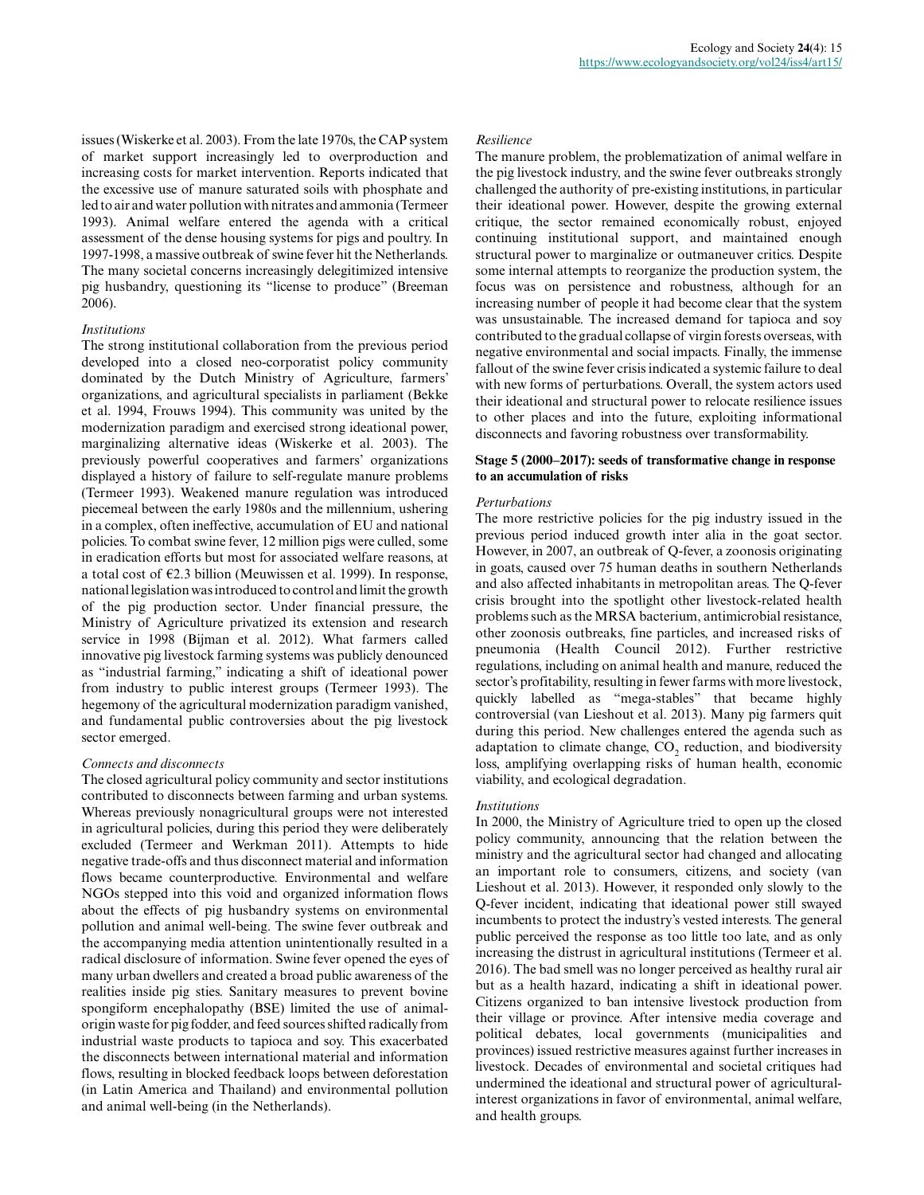issues (Wiskerke et al. 2003). From the late 1970s, the CAP system of market support increasingly led to overproduction and increasing costs for market intervention. Reports indicated that the excessive use of manure saturated soils with phosphate and led to air and water pollution with nitrates and ammonia (Termeer 1993). Animal welfare entered the agenda with a critical assessment of the dense housing systems for pigs and poultry. In 1997-1998, a massive outbreak of swine fever hit the Netherlands. The many societal concerns increasingly delegitimized intensive pig husbandry, questioning its "license to produce" (Breeman 2006).

*Institutions*

The strong institutional collaboration from the previous period developed into a closed neo-corporatist policy community dominated by the Dutch Ministry of Agriculture, farmers' organizations, and agricultural specialists in parliament (Bekke et al. 1994, Frouws 1994). This community was united by the modernization paradigm and exercised strong ideational power, marginalizing alternative ideas (Wiskerke et al. 2003). The previously powerful cooperatives and farmers' organizations displayed a history of failure to self-regulate manure problems (Termeer 1993). Weakened manure regulation was introduced piecemeal between the early 1980s and the millennium, ushering in a complex, often ineffective, accumulation of EU and national policies. To combat swine fever, 12 million pigs were culled, some in eradication efforts but most for associated welfare reasons, at a total cost of €2.3 billion (Meuwissen et al. 1999). In response, national legislation was introduced to control and limit the growth of the pig production sector. Under financial pressure, the Ministry of Agriculture privatized its extension and research service in 1998 (Bijman et al. 2012). What farmers called innovative pig livestock farming systems was publicly denounced as "industrial farming," indicating a shift of ideational power from industry to public interest groups (Termeer 1993). The hegemony of the agricultural modernization paradigm vanished, and fundamental public controversies about the pig livestock sector emerged.

*Connects and disconnects*

The closed agricultural policy community and sector institutions contributed to disconnects between farming and urban systems. Whereas previously nonagricultural groups were not interested in agricultural policies, during this period they were deliberately excluded (Termeer and Werkman 2011). Attempts to hide negative trade-offs and thus disconnect material and information flows became counterproductive. Environmental and welfare NGOs stepped into this void and organized information flows about the effects of pig husbandry systems on environmental pollution and animal well-being. The swine fever outbreak and the accompanying media attention unintentionally resulted in a radical disclosure of information. Swine fever opened the eyes of many urban dwellers and created a broad public awareness of the realities inside pig sties. Sanitary measures to prevent bovine spongiform encephalopathy (BSE) limited the use of animal-origin waste for pig fodder, and feed sources shifted radically from industrial waste products to tapioca and soy. This exacerbated the disconnects between international material and information flows, resulting in blocked feedback loops between deforestation (in Latin America and Thailand) and environmental pollution and animal well-being (in the Netherlands).

*Resilience*

The manure problem, the problematization of animal welfare in the pig livestock industry, and the swine fever outbreaks strongly challenged the authority of pre-existing institutions, in particular their ideational power. However, despite the growing external critique, the sector remained economically robust, enjoyed continuing institutional support, and maintained enough structural power to marginalize or outmaneuver critics. Despite some internal attempts to reorganize the production system, the focus was on persistence and robustness, although for an increasing number of people it had become clear that the system was unsustainable. The increased demand for tapioca and soy contributed to the gradual collapse of virgin forests overseas, with negative environmental and social impacts. Finally, the immense fallout of the swine fever crisis indicated a systemic failure to deal with new forms of perturbations. Overall, the system actors used their ideational and structural power to relocate resilience issues to other places and into the future, exploiting informational disconnects and favoring robustness over transformability.

### Stage 5 (2000–2017): seeds of transformative change in response to an accumulation of risks

*Perturbations*

The more restrictive policies for the pig industry issued in the previous period induced growth inter alia in the goat sector. However, in 2007, an outbreak of Q-fever, a zoonosis originating in goats, caused over 75 human deaths in southern Netherlands and also affected inhabitants in metropolitan areas. The Q-fever crisis brought into the spotlight other livestock-related health problems such as the MRSA bacterium, antimicrobial resistance, other zoonosis outbreaks, fine particles, and increased risks of pneumonia (Health Council 2012). Further restrictive regulations, including on animal health and manure, reduced the sector's profitability, resulting in fewer farms with more livestock, quickly labelled as "mega-stables" that became highly controversial (van Lieshout et al. 2013). Many pig farmers quit during this period. New challenges entered the agenda such as adaptation to climate change, $CO_2$ reduction, and biodiversity loss, amplifying overlapping risks of human health, economic viability, and ecological degradation.

*Institutions*

In 2000, the Ministry of Agriculture tried to open up the closed policy community, announcing that the relation between the ministry and the agricultural sector had changed and allocating an important role to consumers, citizens, and society (van Lieshout et al. 2013). However, it responded only slowly to the Q-fever incident, indicating that ideational power still swayed incumbents to protect the industry's vested interests. The general public perceived the response as too little too late, and as only increasing the distrust in agricultural institutions (Termeer et al. 2016). The bad smell was no longer perceived as healthy rural air but as a health hazard, indicating a shift in ideational power. Citizens organized to ban intensive livestock production from their village or province. After intensive media coverage and political debates, local governments (municipalities and provinces) issued restrictive measures against further increases in livestock. Decades of environmental and societal critiques had undermined the ideational and structural power of agricultural-interest organizations in favor of environmental, animal welfare, and health groups.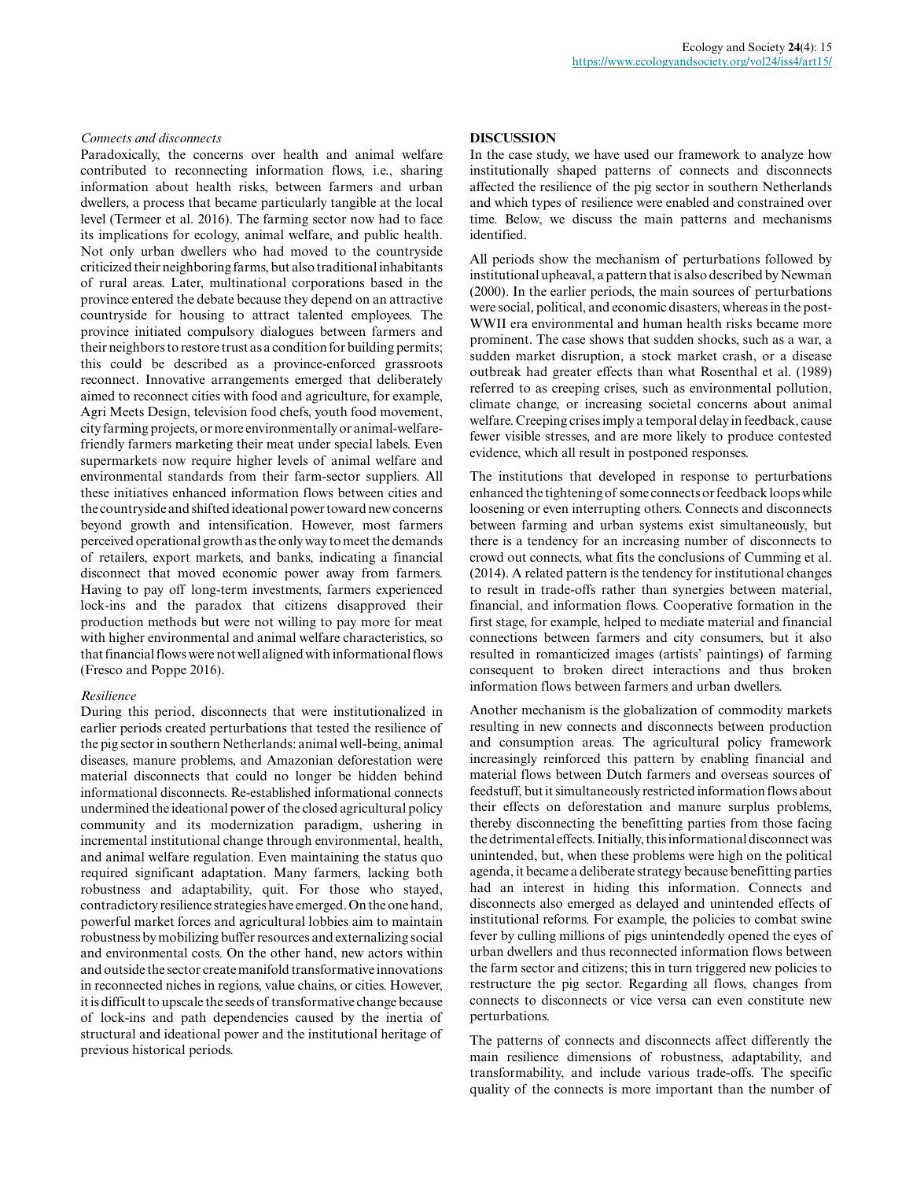*Connects and disconnects*

Paradoxically, the concerns over health and animal welfare contributed to reconnecting information flows, i.e., sharing information about health risks, between farmers and urban dwellers, a process that became particularly tangible at the local level (Termeer et al. 2016). The farming sector now had to face its implications for ecology, animal welfare, and public health. Not only urban dwellers who had moved to the countryside criticized their neighboring farms, but also traditional inhabitants of rural areas. Later, multinational corporations based in the province entered the debate because they depend on an attractive countryside for housing to attract talented employees. The province initiated compulsory dialogues between farmers and their neighbors to restore trust as a condition for building permits; this could be described as a province-enforced grassroots reconnect. Innovative arrangements emerged that deliberately aimed to reconnect cities with food and agriculture, for example, Agri Meets Design, television food chefs, youth food movement, city farming projects, or more environmentally or animal-welfare-friendly farmers marketing their meat under special labels. Even supermarkets now require higher levels of animal welfare and environmental standards from their farm-sector suppliers. All these initiatives enhanced information flows between cities and the countryside and shifted ideational power toward new concerns beyond growth and intensification. However, most farmers perceived operational growth as the only way to meet the demands of retailers, export markets, and banks, indicating a financial disconnect that moved economic power away from farmers. Having to pay off long-term investments, farmers experienced lock-ins and the paradox that citizens disapproved their production methods but were not willing to pay more for meat with higher environmental and animal welfare characteristics, so that financial flows were not well aligned with informational flows (Fresco and Poppe 2016).

*Resilience*

During this period, disconnects that were institutionalized in earlier periods created perturbations that tested the resilience of the pig sector in southern Netherlands: animal well-being, animal diseases, manure problems, and Amazonian deforestation were material disconnects that could no longer be hidden behind informational disconnects. Re-established informational connects undermined the ideational power of the closed agricultural policy community and its modernization paradigm, ushering in incremental institutional change through environmental, health, and animal welfare regulation. Even maintaining the status quo required significant adaptation. Many farmers, lacking both robustness and adaptability, quit. For those who stayed, contradictory resilience strategies have emerged. On the one hand, powerful market forces and agricultural lobbies aim to maintain robustness by mobilizing buffer resources and externalizing social and environmental costs. On the other hand, new actors within and outside the sector create manifold transformative innovations in reconnected niches in regions, value chains, or cities. However, it is difficult to upscale the seeds of transformative change because of lock-ins and path dependencies caused by the inertia of structural and ideational power and the institutional heritage of previous historical periods.

## DISCUSSION

In the case study, we have used our framework to analyze how institutionally shaped patterns of connects and disconnects affected the resilience of the pig sector in southern Netherlands and which types of resilience were enabled and constrained over time. Below, we discuss the main patterns and mechanisms identified.

All periods show the mechanism of perturbations followed by institutional upheaval, a pattern that is also described by Newman (2000). In the earlier periods, the main sources of perturbations were social, political, and economic disasters, whereas in the post-WWII era environmental and human health risks became more prominent. The case shows that sudden shocks, such as a war, a sudden market disruption, a stock market crash, or a disease outbreak had greater effects than what Rosenthal et al. (1989) referred to as creeping crises, such as environmental pollution, climate change, or increasing societal concerns about animal welfare. Creeping crises imply a temporal delay in feedback, cause fewer visible stresses, and are more likely to produce contested evidence, which all result in postponed responses.

The institutions that developed in response to perturbations enhanced the tightening of some connects or feedback loops while loosening or even interrupting others. Connects and disconnects between farming and urban systems exist simultaneously, but there is a tendency for an increasing number of disconnects to crowd out connects, what fits the conclusions of Cumming et al. (2014). A related pattern is the tendency for institutional changes to result in trade-offs rather than synergies between material, financial, and information flows. Cooperative formation in the first stage, for example, helped to mediate material and financial connections between farmers and city consumers, but it also resulted in romanticized images (artists' paintings) of farming consequent to broken direct interactions and thus broken information flows between farmers and urban dwellers.

Another mechanism is the globalization of commodity markets resulting in new connects and disconnects between production and consumption areas. The agricultural policy framework increasingly reinforced this pattern by enabling financial and material flows between Dutch farmers and overseas sources of feedstuff, but it simultaneously restricted information flows about their effects on deforestation and manure surplus problems, thereby disconnecting the benefitting parties from those facing the detrimental effects. Initially, this informational disconnect was unintended, but, when these problems were high on the political agenda, it became a deliberate strategy because benefitting parties had an interest in hiding this information. Connects and disconnects also emerged as delayed and unintended effects of institutional reforms. For example, the policies to combat swine fever by culling millions of pigs unintendedly opened the eyes of urban dwellers and thus reconnected information flows between the farm sector and citizens; this in turn triggered new policies to restructure the pig sector. Regarding all flows, changes from connects to disconnects or vice versa can even constitute new perturbations.

The patterns of connects and disconnects affect differently the main resilience dimensions of robustness, adaptability, and transformability, and include various trade-offs. The specific quality of the connects is more important than the number of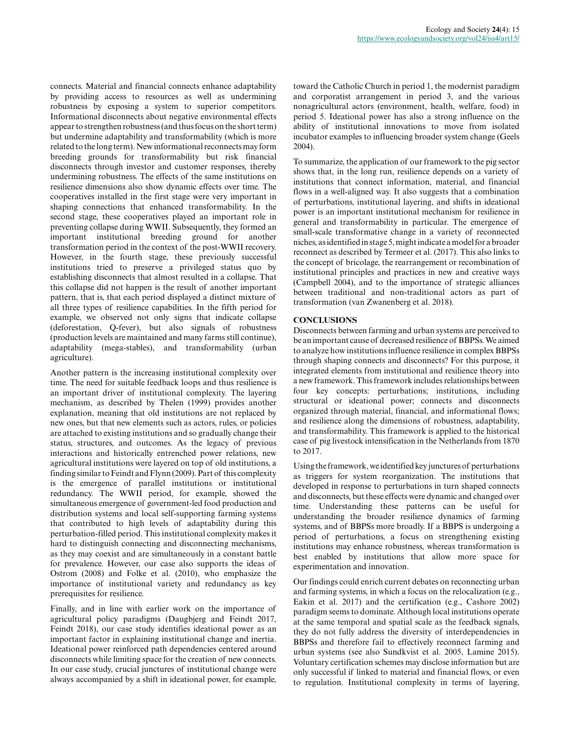connects. Material and financial connects enhance adaptability by providing access to resources as well as undermining robustness by exposing a system to superior competitors. Informational disconnects about negative environmental effects appear to strengthen robustness (and thus focus on the short term) but undermine adaptability and transformability (which is more related to the long term). New informational reconnects may form breeding grounds for transformability but risk financial disconnects through investor and customer responses, thereby undermining robustness. The effects of the same institutions on resilience dimensions also show dynamic effects over time. The cooperatives installed in the first stage were very important in shaping connections that enhanced transformability. In the second stage, these cooperatives played an important role in preventing collapse during WWII. Subsequently, they formed an important institutional breeding ground for another transformation period in the context of the post-WWII recovery. However, in the fourth stage, these previously successful institutions tried to preserve a privileged status quo by establishing disconnects that almost resulted in a collapse. That this collapse did not happen is the result of another important pattern, that is, that each period displayed a distinct mixture of all three types of resilience capabilities. In the fifth period for example, we observed not only signs that indicate collapse (deforestation, Q-fever), but also signals of robustness (production levels are maintained and many farms still continue), adaptability (mega-stables), and transformability (urban agriculture).

Another pattern is the increasing institutional complexity over time. The need for suitable feedback loops and thus resilience is an important driver of institutional complexity. The layering mechanism, as described by Thelen (1999) provides another explanation, meaning that old institutions are not replaced by new ones, but that new elements such as actors, rules, or policies are attached to existing institutions and so gradually change their status, structures, and outcomes. As the legacy of previous interactions and historically entrenched power relations, new agricultural institutions were layered on top of old institutions, a finding similar to Feindt and Flynn (2009). Part of this complexity is the emergence of parallel institutions or institutional redundancy. The WWII period, for example, showed the simultaneous emergence of government-led food production and distribution systems and local self-supporting farming systems that contributed to high levels of adaptability during this perturbation-filled period. This institutional complexity makes it hard to distinguish connecting and disconnecting mechanisms, as they may coexist and are simultaneously in a constant battle for prevalence. However, our case also supports the ideas of Ostrom (2008) and Folke et al. (2010), who emphasize the importance of institutional variety and redundancy as key prerequisites for resilience.

Finally, and in line with earlier work on the importance of agricultural policy paradigms (Daugbjerg and Feindt 2017, Feindt 2018), our case study identifies ideational power as an important factor in explaining institutional change and inertia. Ideational power reinforced path dependencies centered around disconnects while limiting space for the creation of new connects. In our case study, crucial junctures of institutional change were always accompanied by a shift in ideational power, for example, toward the Catholic Church in period 1, the modernist paradigm and corporatist arrangement in period 3, and the various nonagricultural actors (environment, health, welfare, food) in period 5. Ideational power has also a strong influence on the ability of institutional innovations to move from isolated incubator examples to influencing broader system change (Geels 2004).

To summarize, the application of our framework to the pig sector shows that, in the long run, resilience depends on a variety of institutions that connect information, material, and financial flows in a well-aligned way. It also suggests that a combination of perturbations, institutional layering, and shifts in ideational power is an important institutional mechanism for resilience in general and transformability in particular. The emergence of small-scale transformative change in a variety of reconnected niches, as identified in stage 5, might indicate a model for a broader reconnect as described by Termeer et al. (2017). This also links to the concept of bricolage, the rearrangement or recombination of institutional principles and practices in new and creative ways (Campbell 2004), and to the importance of strategic alliances between traditional and non-traditional actors as part of transformation (van Zwanenberg et al. 2018).

## CONCLUSIONS

Disconnects between farming and urban systems are perceived to be an important cause of decreased resilience of BBPSs. We aimed to analyze how institutions influence resilience in complex BBPSs through shaping connects and disconnects? For this purpose, it integrated elements from institutional and resilience theory into a new framework. This framework includes relationships between four key concepts: perturbations; institutions, including structural or ideational power; connects and disconnects organized through material, financial, and informational flows; and resilience along the dimensions of robustness, adaptability, and transformability. This framework is applied to the historical case of pig livestock intensification in the Netherlands from 1870 to 2017.

Using the framework, we identified key junctures of perturbations as triggers for system reorganization. The institutions that developed in response to perturbations in turn shaped connects and disconnects, but these effects were dynamic and changed over time. Understanding these patterns can be useful for understanding the broader resilience dynamics of farming systems, and of BBPSs more broadly. If a BBPS is undergoing a period of perturbations, a focus on strengthening existing institutions may enhance robustness, whereas transformation is best enabled by institutions that allow more space for experimentation and innovation.

Our findings could enrich current debates on reconnecting urban and farming systems, in which a focus on the relocalization (e.g., Eakin et al. 2017) and the certification (e.g., Cashore 2002) paradigm seems to dominate. Although local institutions operate at the same temporal and spatial scale as the feedback signals, they do not fully address the diversity of interdependencies in BBPSs and therefore fail to effectively reconnect farming and urban systems (see also Sundkvist et al. 2005, Lamine 2015). Voluntary certification schemes may disclose information but are only successful if linked to material and financial flows, or even to regulation. Institutional complexity in terms of layering,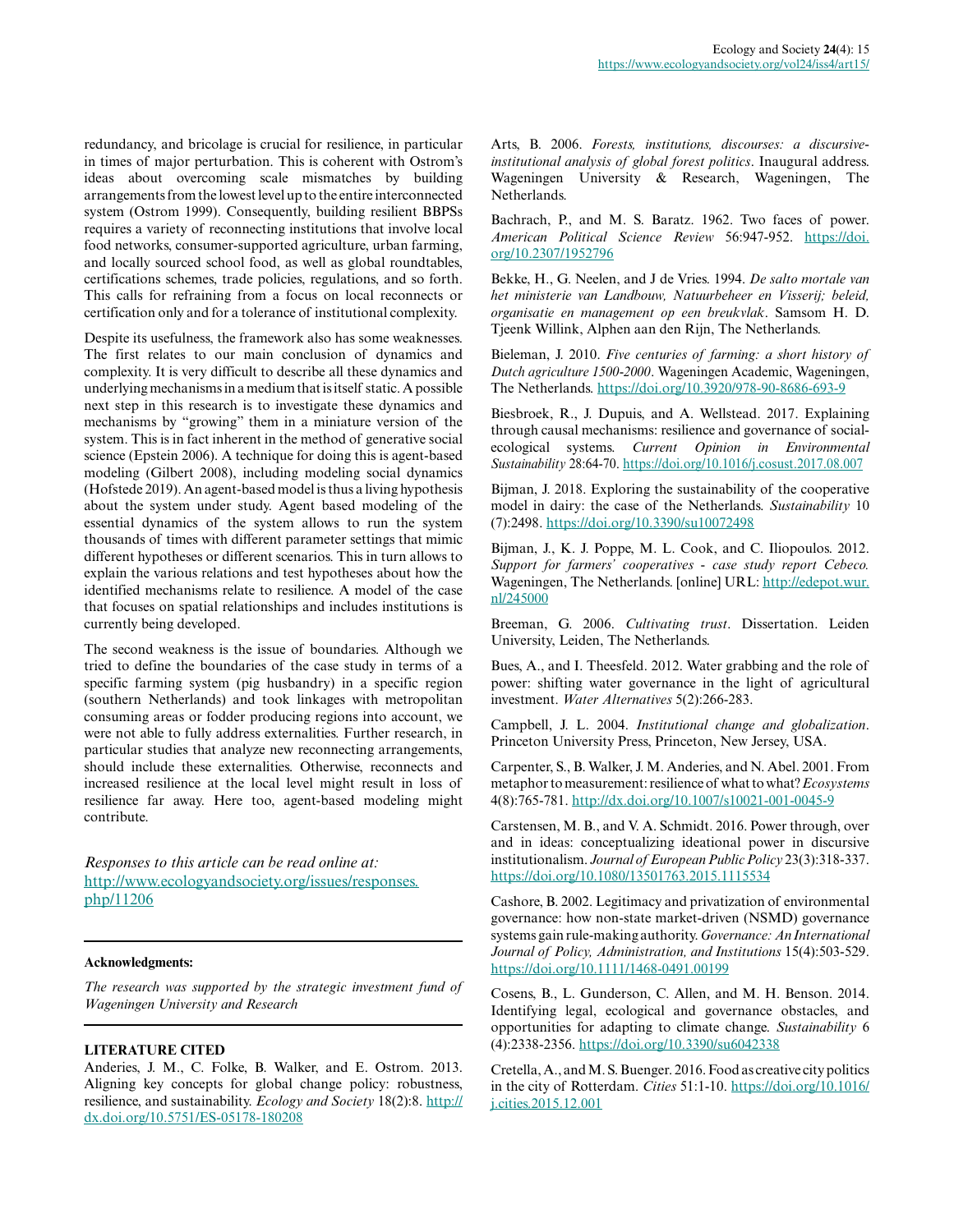redundancy, and bricolage is crucial for resilience, in particular in times of major perturbation. This is coherent with Ostrom's ideas about overcoming scale mismatches by building arrangements from the lowest level up to the entire interconnected system (Ostrom 1999). Consequently, building resilient BBPSs requires a variety of reconnecting institutions that involve local food networks, consumer-supported agriculture, urban farming, and locally sourced school food, as well as global roundtables, certifications schemes, trade policies, regulations, and so forth. This calls for refraining from a focus on local reconnects or certification only and for a tolerance of institutional complexity.

Despite its usefulness, the framework also has some weaknesses. The first relates to our main conclusion of dynamics and complexity. It is very difficult to describe all these dynamics and underlying mechanisms in a medium that is itself static. A possible next step in this research is to investigate these dynamics and mechanisms by "growing" them in a miniature version of the system. This is in fact inherent in the method of generative social science (Epstein 2006). A technique for doing this is agent-based modeling (Gilbert 2008), including modeling social dynamics (Hofstede 2019). An agent-based model is thus a living hypothesis about the system under study. Agent based modeling of the essential dynamics of the system allows to run the system thousands of times with different parameter settings that mimic different hypotheses or different scenarios. This in turn allows to explain the various relations and test hypotheses about how the identified mechanisms relate to resilience. A model of the case that focuses on spatial relationships and includes institutions is currently being developed.

The second weakness is the issue of boundaries. Although we tried to define the boundaries of the case study in terms of a specific farming system (pig husbandry) in a specific region (southern Netherlands) and took linkages with metropolitan consuming areas or fodder producing regions into account, we were not able to fully address externalities. Further research, in particular studies that analyze new reconnecting arrangements, should include these externalities. Otherwise, reconnects and increased resilience at the local level might result in loss of resilience far away. Here too, agent-based modeling might contribute.

*Responses to this article can be read online at:*
http://www.ecologyandsociety.org/issues/responses.php/11206

**Acknowledgments:**

*The research was supported by the strategic investment fund of Wageningen University and Research*

## LITERATURE CITED

Anderies, J. M., C. Folke, B. Walker, and E. Ostrom. 2013. Aligning key concepts for global change policy: robustness, resilience, and sustainability. *Ecology and Society* 18(2):8. http://dx.doi.org/10.5751/ES-05178-180208

Arts, B. 2006. *Forests, institutions, discourses: a discursive-institutional analysis of global forest politics*. Inaugural address. Wageningen University & Research, Wageningen, The Netherlands.

Bachrach, P., and M. S. Baratz. 1962. Two faces of power. *American Political Science Review* 56:947-952. https://doi.org/10.2307/1952796

Bekke, H., G. Neelen, and J de Vries. 1994. *De salto mortale van het ministerie van Landbouw, Natuurbeheer en Visserij; beleid, organisatie en management op een breukvlak*. Samsom H. D. Tjeenk Willink, Alphen aan den Rijn, The Netherlands.

Bieleman, J. 2010. *Five centuries of farming: a short history of Dutch agriculture 1500-2000*. Wageningen Academic, Wageningen, The Netherlands. https://doi.org/10.3920/978-90-8686-693-9

Biesbroek, R., J. Dupuis, and A. Wellstead. 2017. Explaining through causal mechanisms: resilience and governance of social-ecological systems. *Current Opinion in Environmental Sustainability* 28:64-70. https://doi.org/10.1016/j.cosust.2017.08.007

Bijman, J. 2018. Exploring the sustainability of the cooperative model in dairy: the case of the Netherlands. *Sustainability* 10 (7):2498. https://doi.org/10.3390/su10072498

Bijman, J., K. J. Poppe, M. L. Cook, and C. Iliopoulos. 2012. *Support for farmers' cooperatives - case study report Cebeco.* Wageningen, The Netherlands. [online] URL: http://edepot.wur.nl/245000

Breeman, G. 2006. *Cultivating trust*. Dissertation. Leiden University, Leiden, The Netherlands.

Bues, A., and I. Theesfeld. 2012. Water grabbing and the role of power: shifting water governance in the light of agricultural investment. *Water Alternatives* 5(2):266-283.

Campbell, J. L. 2004. *Institutional change and globalization*. Princeton University Press, Princeton, New Jersey, USA.

Carpenter, S., B. Walker, J. M. Anderies, and N. Abel. 2001. From metaphor to measurement: resilience of what to what? *Ecosystems* 4(8):765-781. http://dx.doi.org/10.1007/s10021-001-0045-9

Carstensen, M. B., and V. A. Schmidt. 2016. Power through, over and in ideas: conceptualizing ideational power in discursive institutionalism. *Journal of European Public Policy* 23(3):318-337. https://doi.org/10.1080/13501763.2015.1115534

Cashore, B. 2002. Legitimacy and privatization of environmental governance: how non-state market-driven (NSMD) governance systems gain rule-making authority. *Governance: An International Journal of Policy, Administration, and Institutions* 15(4):503-529. https://doi.org/10.1111/1468-0491.00199

Cosens, B., L. Gunderson, C. Allen, and M. H. Benson. 2014. Identifying legal, ecological and governance obstacles, and opportunities for adapting to climate change. *Sustainability* 6 (4):2338-2356. https://doi.org/10.3390/su6042338

Cretella, A., and M. S. Buenger. 2016. Food as creative city politics in the city of Rotterdam. *Cities* 51:1-10. https://doi.org/10.1016/j.cities.2015.12.001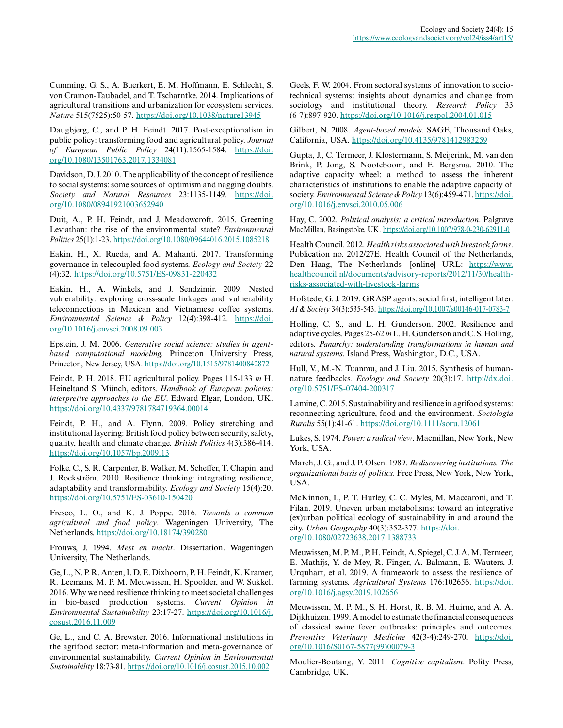Cumming, G. S., A. Buerkert, E. M. Hoffmann, E. Schlecht, S. von Cramon-Taubadel, and T. Tscharntke. 2014. Implications of agricultural transitions and urbanization for ecosystem services. *Nature* 515(7525):50-57. https://doi.org/10.1038/nature13945

Daugbjerg, C., and P. H. Feindt. 2017. Post-exceptionalism in public policy: transforming food and agricultural policy. *Journal of European Public Policy* 24(11):1565-1584. https://doi.org/10.1080/13501763.2017.1334081

Davidson, D. J. 2010. The applicability of the concept of resilience to social systems: some sources of optimism and nagging doubts. *Society and Natural Resources* 23:1135-1149. https://doi.org/10.1080/08941921003652940

Duit, A., P. H. Feindt, and J. Meadowcroft. 2015. Greening Leviathan: the rise of the environmental state? *Environmental Politics* 25(1):1-23. https://doi.org/10.1080/09644016.2015.1085218

Eakin, H., X. Rueda, and A. Mahanti. 2017. Transforming governance in telecoupled food systems. *Ecology and Society* 22 (4):32. https://doi.org/10.5751/ES-09831-220432

Eakin, H., A. Winkels, and J. Sendzimir. 2009. Nested vulnerability: exploring cross-scale linkages and vulnerability teleconnections in Mexican and Vietnamese coffee systems. *Environmental Science & Policy* 12(4):398-412. https://doi.org/10.1016/j.envsci.2008.09.003

Epstein, J. M. 2006. *Generative social science: studies in agent-based computational modeling.* Princeton University Press, Princeton, New Jersey, USA. https://doi.org/10.1515/9781400842872

Feindt, P. H. 2018. EU agricultural policy. Pages 115-133 *in* H. Heineltand S. Münch, editors. *Handbook of European policies: interpretive approaches to the EU*. Edward Elgar, London, UK. https://doi.org/10.4337/9781784719364.00014

Feindt, P. H., and A. Flynn. 2009. Policy stretching and institutional layering: British food policy between security, safety, quality, health and climate change. *British Politics* 4(3):386-414. https://doi.org/10.1057/bp.2009.13

Folke, C., S. R. Carpenter, B. Walker, M. Scheffer, T. Chapin, and J. Rockström. 2010. Resilience thinking: integrating resilience, adaptability and transformability. *Ecology and Society* 15(4):20. https://doi.org/10.5751/ES-03610-150420

Fresco, L. O., and K. J. Poppe. 2016. *Towards a common agricultural and food policy*. Wageningen University, The Netherlands. https://doi.org/10.18174/390280

Frouws, J. 1994. *Mest en macht*. Dissertation. Wageningen University, The Netherlands.

Ge, L., N. P. R. Anten, I. D. E. Dixhoorn, P. H. Feindt, K. Kramer, R. Leemans, M. P. M. Meuwissen, H. Spoolder, and W. Sukkel. 2016. Why we need resilience thinking to meet societal challenges in bio-based production systems. *Current Opinion in Environmental Sustainability* 23:17-27. https://doi.org/10.1016/j.cosust.2016.11.009

Ge, L., and C. A. Brewster. 2016. Informational institutions in the agrifood sector: meta-information and meta-governance of environmental sustainability. *Current Opinion in Environmental Sustainability* 18:73-81. https://doi.org/10.1016/j.cosust.2015.10.002

Geels, F. W. 2004. From sectoral systems of innovation to socio-technical systems: insights about dynamics and change from sociology and institutional theory. *Research Policy* 33 (6-7):897-920. https://doi.org/10.1016/j.respol.2004.01.015

Gilbert, N. 2008. *Agent-based models*. SAGE, Thousand Oaks, California, USA. https://doi.org/10.4135/9781412983259

Gupta, J., C. Termeer, J. Klostermann, S. Meijerink, M. van den Brink, P. Jong, S. Nooteboom, and E. Bergsma. 2010. The adaptive capacity wheel: a method to assess the inherent characteristics of institutions to enable the adaptive capacity of society. *Environmental Science & Policy* 13(6):459-471. https://doi.org/10.1016/j.envsci.2010.05.006

Hay, C. 2002. *Political analysis: a critical introduction*. Palgrave MacMillan, Basingstoke, UK. https://doi.org/10.1007/978-0-230-62911-0

Health Council. 2012. *Health risks associated with livestock farms*. Publication no. 2012/27E. Health Council of the Netherlands, Den Haag, The Netherlands. [online] URL: https://www.healthcouncil.nl/documents/advisory-reports/2012/11/30/health-risks-associated-with-livestock-farms

Hofstede, G. J. 2019. GRASP agents: social first, intelligent later. *AI & Society* 34(3):535-543. https://doi.org/10.1007/s00146-017-0783-7

Holling, C. S., and L. H. Gunderson. 2002. Resilience and adaptive cycles. Pages 25-62 *in* L. H. Gunderson and C. S. Holling, editors. *Panarchy: understanding transformations in human and natural systems*. Island Press, Washington, D.C., USA.

Hull, V., M.-N. Tuanmu, and J. Liu. 2015. Synthesis of human-nature feedbacks. *Ecology and Society* 20(3):17. http://dx.doi.org/10.5751/ES-07404-200317

Lamine, C. 2015. Sustainability and resilience in agrifood systems: reconnecting agriculture, food and the environment. *Sociologia Ruralis* 55(1):41-61. https://doi.org/10.1111/soru.12061

Lukes, S. 1974. *Power: a radical view*. Macmillan, New York, New York, USA.

March, J. G., and J. P. Olsen. 1989. *Rediscovering institutions. The organizational basis of politics.* Free Press, New York, New York, USA.

McKinnon, I., P. T. Hurley, C. C. Myles, M. Maccaroni, and T. Filan. 2019. Uneven urban metabolisms: toward an integrative (ex)urban political ecology of sustainability in and around the city. *Urban Geography* 40(3):352-377. https://doi.org/10.1080/02723638.2017.1388733

Meuwissen, M. P. M., P. H. Feindt, A. Spiegel, C. J. A. M. Termeer, E. Mathijs, Y. de Mey, R. Finger, A. Balmann, E. Wauters, J. Urquhart, et al. 2019. A framework to assess the resilience of farming systems. *Agricultural Systems* 176:102656. https://doi.org/10.1016/j.agsy.2019.102656

Meuwissen, M. P. M., S. H. Horst, R. B. M. Huirne, and A. A. Dijkhuizen. 1999. A model to estimate the financial consequences of classical swine fever outbreaks: principles and outcomes. *Preventive Veterinary Medicine* 42(3-4):249-270. https://doi.org/10.1016/S0167-5877(99)00079-3

Moulier-Boutang, Y. 2011. *Cognitive capitalism*. Polity Press, Cambridge, UK.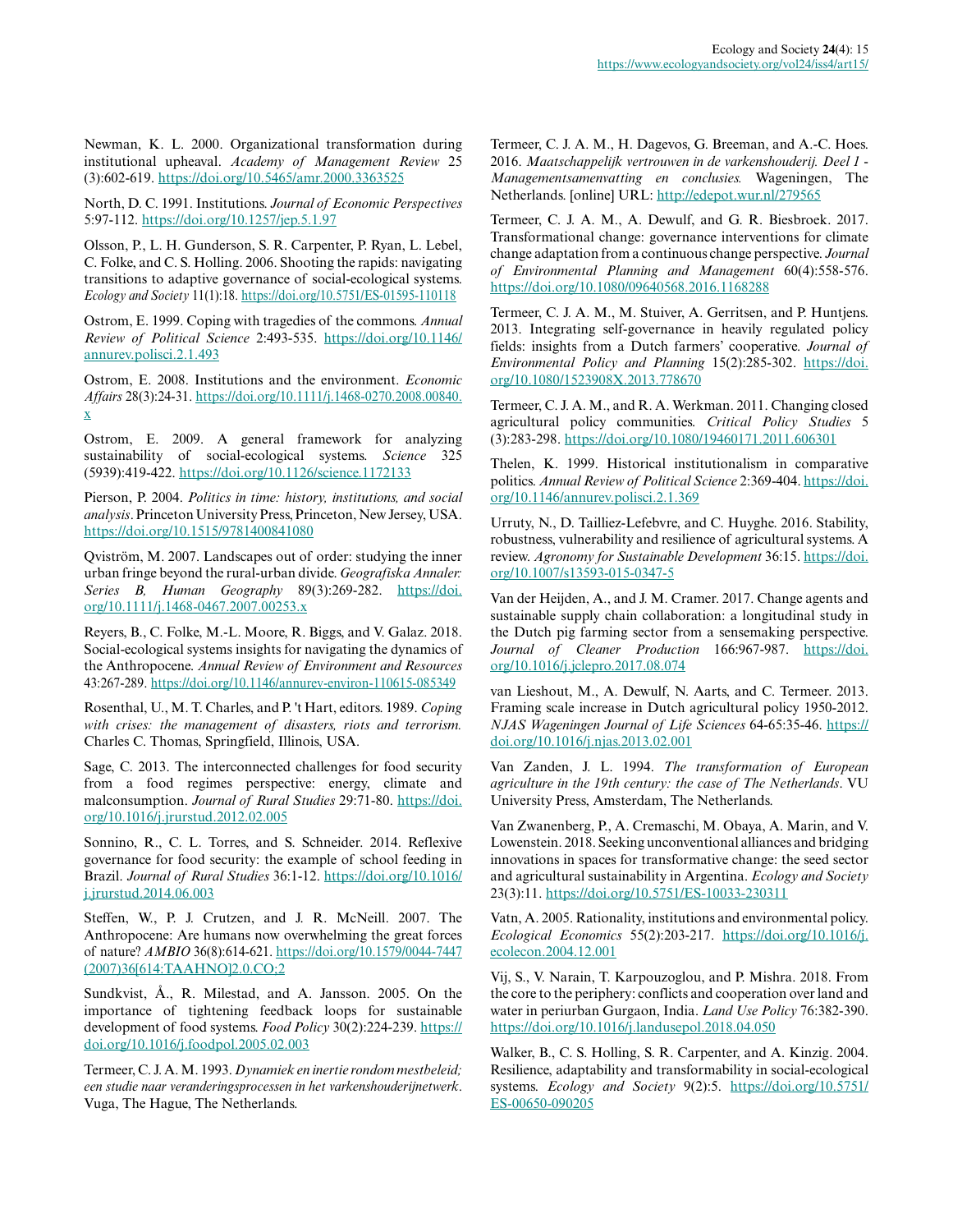Newman, K. L. 2000. Organizational transformation during institutional upheaval. *Academy of Management Review* 25 (3):602-619. https://doi.org/10.5465/amr.2000.3363525

North, D. C. 1991. Institutions. *Journal of Economic Perspectives* 5:97-112. https://doi.org/10.1257/jep.5.1.97

Olsson, P., L. H. Gunderson, S. R. Carpenter, P. Ryan, L. Lebel, C. Folke, and C. S. Holling. 2006. Shooting the rapids: navigating transitions to adaptive governance of social-ecological systems. *Ecology and Society* 11(1):18. https://doi.org/10.5751/ES-01595-110118

Ostrom, E. 1999. Coping with tragedies of the commons. *Annual Review of Political Science* 2:493-535. https://doi.org/10.1146/annurev.polisci.2.1.493

Ostrom, E. 2008. Institutions and the environment. *Economic Affairs* 28(3):24-31. https://doi.org/10.1111/j.1468-0270.2008.00840.x

Ostrom, E. 2009. A general framework for analyzing sustainability of social-ecological systems. *Science* 325 (5939):419-422. https://doi.org/10.1126/science.1172133

Pierson, P. 2004. *Politics in time: history, institutions, and social analysis*. Princeton University Press, Princeton, New Jersey, USA. https://doi.org/10.1515/9781400841080

Qviström, M. 2007. Landscapes out of order: studying the inner urban fringe beyond the rural-urban divide. *Geografiska Annaler: Series B, Human Geography* 89(3):269-282. https://doi.org/10.1111/j.1468-0467.2007.00253.x

Reyers, B., C. Folke, M.-L. Moore, R. Biggs, and V. Galaz. 2018. Social-ecological systems insights for navigating the dynamics of the Anthropocene. *Annual Review of Environment and Resources* 43:267-289. https://doi.org/10.1146/annurev-environ-110615-085349

Rosenthal, U., M. T. Charles, and P. 't Hart, editors. 1989. *Coping with crises: the management of disasters, riots and terrorism.* Charles C. Thomas, Springfield, Illinois, USA.

Sage, C. 2013. The interconnected challenges for food security from a food regimes perspective: energy, climate and malconsumption. *Journal of Rural Studies* 29:71-80. https://doi.org/10.1016/j.jrurstud.2012.02.005

Sonnino, R., C. L. Torres, and S. Schneider. 2014. Reflexive governance for food security: the example of school feeding in Brazil. *Journal of Rural Studies* 36:1-12. https://doi.org/10.1016/j.jrurstud.2014.06.003

Steffen, W., P. J. Crutzen, and J. R. McNeill. 2007. The Anthropocene: Are humans now overwhelming the great forces of nature? *AMBIO* 36(8):614-621. https://doi.org/10.1579/0044-7447(2007)36[614:TAAHNO]2.0.CO;2

Sundkvist, Å., R. Milestad, and A. Jansson. 2005. On the importance of tightening feedback loops for sustainable development of food systems. *Food Policy* 30(2):224-239. https://doi.org/10.1016/j.foodpol.2005.02.003

Termeer, C. J. A. M. 1993. *Dynamiek en inertie rondom mestbeleid; een studie naar veranderingsprocessen in het varkenshouderijnetwerk*. Vuga, The Hague, The Netherlands.

Termeer, C. J. A. M., H. Dagevos, G. Breeman, and A.-C. Hoes. 2016. *Maatschappelijk vertrouwen in de varkenshouderij. Deel 1 - Managementsamenvatting en conclusies.* Wageningen, The Netherlands. [online] URL: http://edepot.wur.nl/279565

Termeer, C. J. A. M., A. Dewulf, and G. R. Biesbroek. 2017. Transformational change: governance interventions for climate change adaptation from a continuous change perspective. *Journal of Environmental Planning and Management* 60(4):558-576. https://doi.org/10.1080/09640568.2016.1168288

Termeer, C. J. A. M., M. Stuiver, A. Gerritsen, and P. Huntjens. 2013. Integrating self-governance in heavily regulated policy fields: insights from a Dutch farmers' cooperative. *Journal of Environmental Policy and Planning* 15(2):285-302. https://doi.org/10.1080/1523908X.2013.778670

Termeer, C. J. A. M., and R. A. Werkman. 2011. Changing closed agricultural policy communities. *Critical Policy Studies* 5 (3):283-298. https://doi.org/10.1080/19460171.2011.606301

Thelen, K. 1999. Historical institutionalism in comparative politics. *Annual Review of Political Science* 2:369-404. https://doi.org/10.1146/annurev.polisci.2.1.369

Urruty, N., D. Tailliez-Lefebvre, and C. Huyghe. 2016. Stability, robustness, vulnerability and resilience of agricultural systems. A review. *Agronomy for Sustainable Development* 36:15. https://doi.org/10.1007/s13593-015-0347-5

Van der Heijden, A., and J. M. Cramer. 2017. Change agents and sustainable supply chain collaboration: a longitudinal study in the Dutch pig farming sector from a sensemaking perspective. *Journal of Cleaner Production* 166:967-987. https://doi.org/10.1016/j.jclepro.2017.08.074

van Lieshout, M., A. Dewulf, N. Aarts, and C. Termeer. 2013. Framing scale increase in Dutch agricultural policy 1950-2012. *NJAS Wageningen Journal of Life Sciences* 64-65:35-46. https://doi.org/10.1016/j.njas.2013.02.001

Van Zanden, J. L. 1994. *The transformation of European agriculture in the 19th century: the case of The Netherlands*. VU University Press, Amsterdam, The Netherlands.

Van Zwanenberg, P., A. Cremaschi, M. Obaya, A. Marin, and V. Lowenstein. 2018. Seeking unconventional alliances and bridging innovations in spaces for transformative change: the seed sector and agricultural sustainability in Argentina. *Ecology and Society* 23(3):11. https://doi.org/10.5751/ES-10033-230311

Vatn, A. 2005. Rationality, institutions and environmental policy. *Ecological Economics* 55(2):203-217. https://doi.org/10.1016/j.ecolecon.2004.12.001

Vij, S., V. Narain, T. Karpouzoglou, and P. Mishra. 2018. From the core to the periphery: conflicts and cooperation over land and water in periurban Gurgaon, India. *Land Use Policy* 76:382-390. https://doi.org/10.1016/j.landusepol.2018.04.050

Walker, B., C. S. Holling, S. R. Carpenter, and A. Kinzig. 2004. Resilience, adaptability and transformability in social-ecological systems. *Ecology and Society* 9(2):5. https://doi.org/10.5751/ES-00650-090205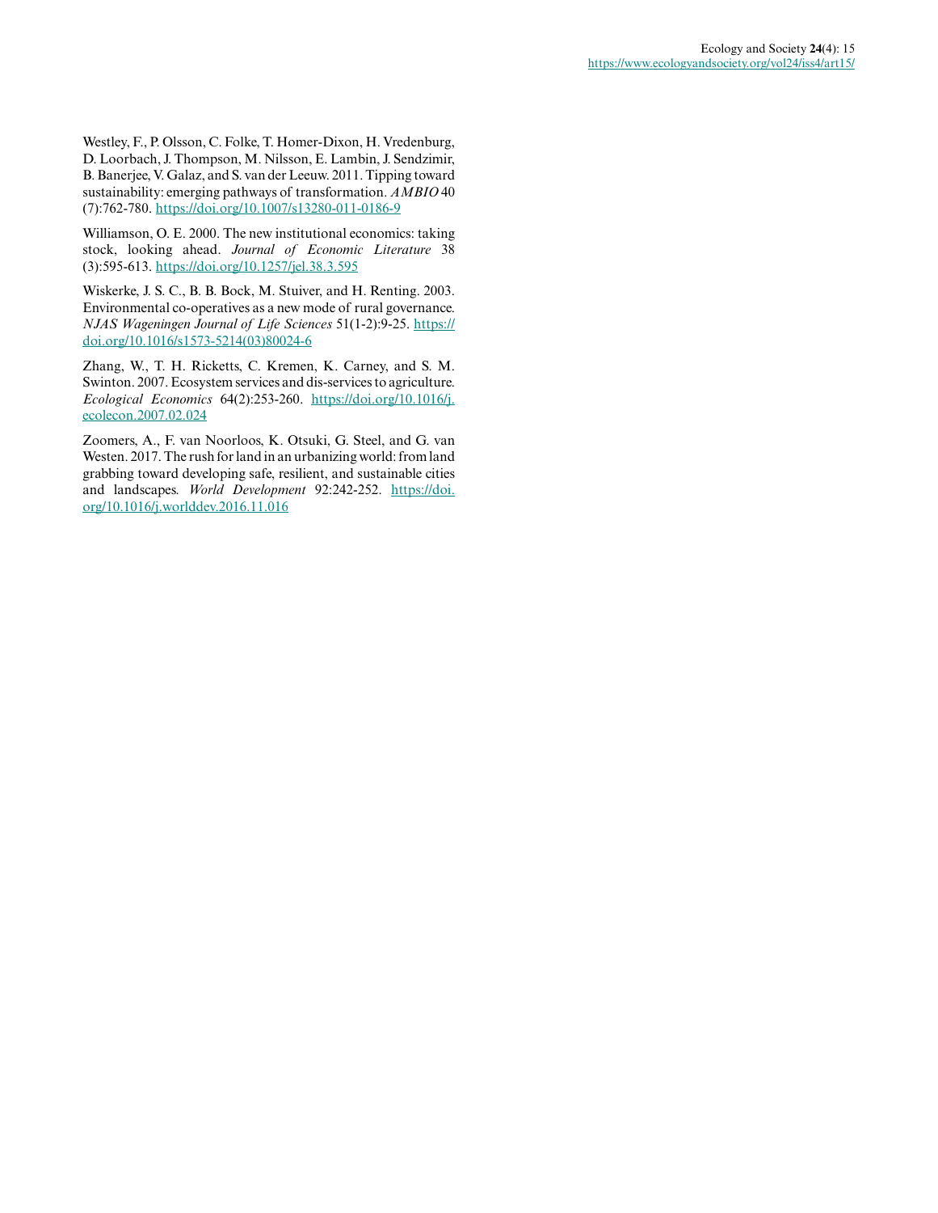Westley, F., P. Olsson, C. Folke, T. Homer-Dixon, H. Vredenburg, D. Loorbach, J. Thompson, M. Nilsson, E. Lambin, J. Sendzimir, B. Banerjee, V. Galaz, and S. van der Leeuw. 2011. Tipping toward sustainability: emerging pathways of transformation. *AMBIO* 40 (7):762-780. https://doi.org/10.1007/s13280-011-0186-9

Williamson, O. E. 2000. The new institutional economics: taking stock, looking ahead. *Journal of Economic Literature* 38 (3):595-613. https://doi.org/10.1257/jel.38.3.595

Wiskerke, J. S. C., B. B. Bock, M. Stuiver, and H. Renting. 2003. Environmental co-operatives as a new mode of rural governance. *NJAS Wageningen Journal of Life Sciences* 51(1-2):9-25. https://doi.org/10.1016/s1573-5214(03)80024-6

Zhang, W., T. H. Ricketts, C. Kremen, K. Carney, and S. M. Swinton. 2007. Ecosystem services and dis-services to agriculture. *Ecological Economics* 64(2):253-260. https://doi.org/10.1016/j.ecolecon.2007.02.024

Zoomers, A., F. van Noorloos, K. Otsuki, G. Steel, and G. van Westen. 2017. The rush for land in an urbanizing world: from land grabbing toward developing safe, resilient, and sustainable cities and landscapes. *World Development* 92:242-252. https://doi.org/10.1016/j.worlddev.2016.11.016